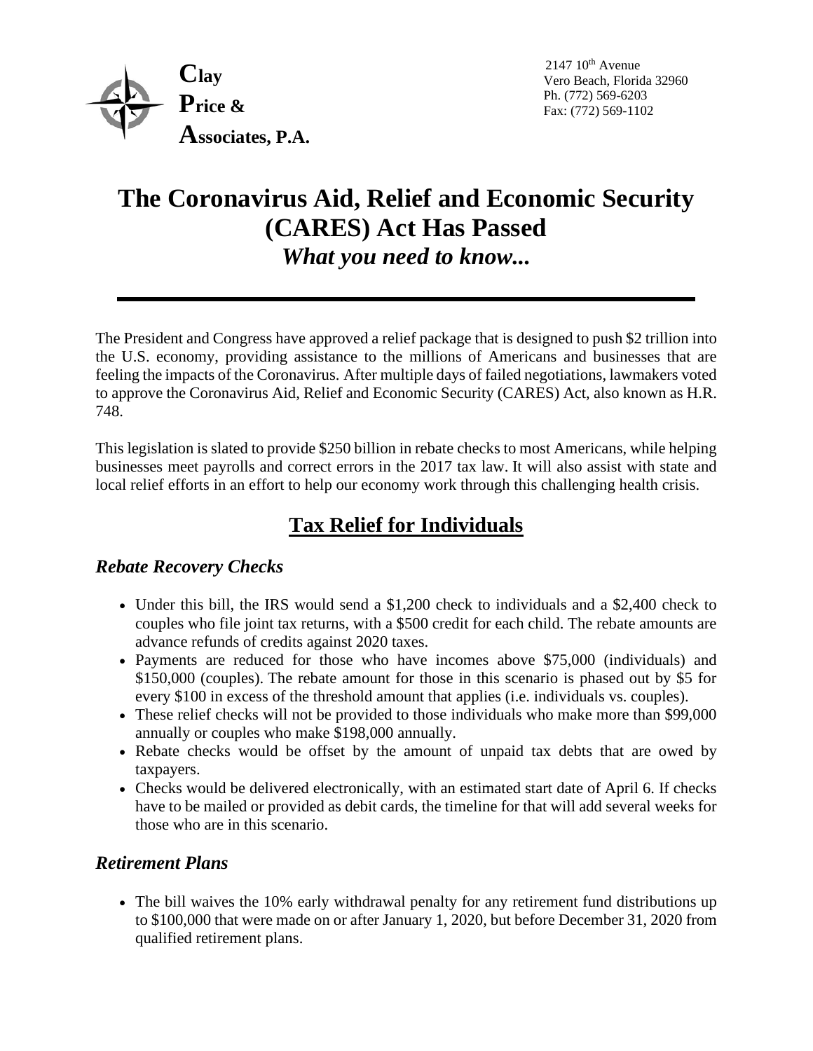**Clay Price & Associates, P.A.**

2147 10th Avenue
Vero Beach, Florida 32960
Ph. (772) 569-6203
Fax: (772) 569-1102

# The Coronavirus Aid, Relief and Economic Security (CARES) Act Has Passed

## *What you need to know...*

---

The President and Congress have approved a relief package that is designed to push $2 trillion into the U.S. economy, providing assistance to the millions of Americans and businesses that are feeling the impacts of the Coronavirus. After multiple days of failed negotiations, lawmakers voted to approve the Coronavirus Aid, Relief and Economic Security (CARES) Act, also known as H.R. 748.

This legislation is slated to provide $250 billion in rebate checks to most Americans, while helping businesses meet payrolls and correct errors in the 2017 tax law. It will also assist with state and local relief efforts in an effort to help our economy work through this challenging health crisis.

## Tax Relief for Individuals

### *Rebate Recovery Checks*

- Under this bill, the IRS would send a $1,200 check to individuals and a $2,400 check to couples who file joint tax returns, with a $500 credit for each child. The rebate amounts are advance refunds of credits against 2020 taxes.
- Payments are reduced for those who have incomes above $75,000 (individuals) and $150,000 (couples). The rebate amount for those in this scenario is phased out by $5 for every $100 in excess of the threshold amount that applies (i.e. individuals vs. couples).
- These relief checks will not be provided to those individuals who make more than $99,000 annually or couples who make $198,000 annually.
- Rebate checks would be offset by the amount of unpaid tax debts that are owed by taxpayers.
- Checks would be delivered electronically, with an estimated start date of April 6. If checks have to be mailed or provided as debit cards, the timeline for that will add several weeks for those who are in this scenario.

### *Retirement Plans*

- The bill waives the 10% early withdrawal penalty for any retirement fund distributions up to $100,000 that were made on or after January 1, 2020, but before December 31, 2020 from qualified retirement plans.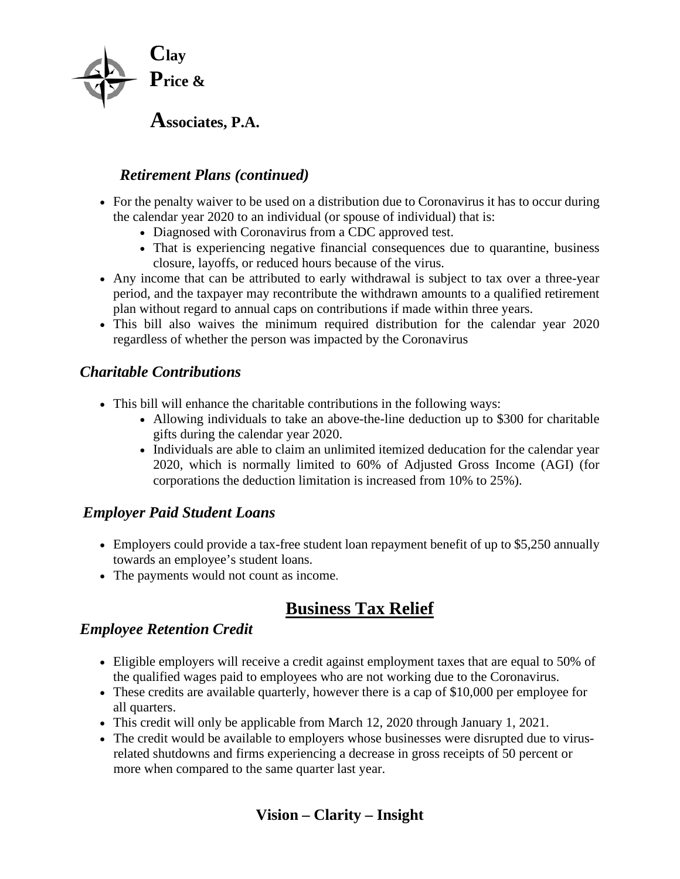### *Retirement Plans (continued)*

- For the penalty waiver to be used on a distribution due to Coronavirus it has to occur during the calendar year 2020 to an individual (or spouse of individual) that is:
  - Diagnosed with Coronavirus from a CDC approved test.
  - That is experiencing negative financial consequences due to quarantine, business closure, layoffs, or reduced hours because of the virus.
- Any income that can be attributed to early withdrawal is subject to tax over a three-year period, and the taxpayer may recontribute the withdrawn amounts to a qualified retirement plan without regard to annual caps on contributions if made within three years.
- This bill also waives the minimum required distribution for the calendar year 2020 regardless of whether the person was impacted by the Coronavirus

### *Charitable Contributions*

- This bill will enhance the charitable contributions in the following ways:
  - Allowing individuals to take an above-the-line deduction up to $300 for charitable gifts during the calendar year 2020.
  - Individuals are able to claim an unlimited itemized deducation for the calendar year 2020, which is normally limited to 60% of Adjusted Gross Income (AGI) (for corporations the deduction limitation is increased from 10% to 25%).

### *Employer Paid Student Loans*

- Employers could provide a tax-free student loan repayment benefit of up to $5,250 annually towards an employee's student loans.
- The payments would not count as income.

## Business Tax Relief

### *Employee Retention Credit*

- Eligible employers will receive a credit against employment taxes that are equal to 50% of the qualified wages paid to employees who are not working due to the Coronavirus.
- These credits are available quarterly, however there is a cap of $10,000 per employee for all quarters.
- This credit will only be applicable from March 12, 2020 through January 1, 2021.
- The credit would be available to employers whose businesses were disrupted due to virus-related shutdowns and firms experiencing a decrease in gross receipts of 50 percent or more when compared to the same quarter last year.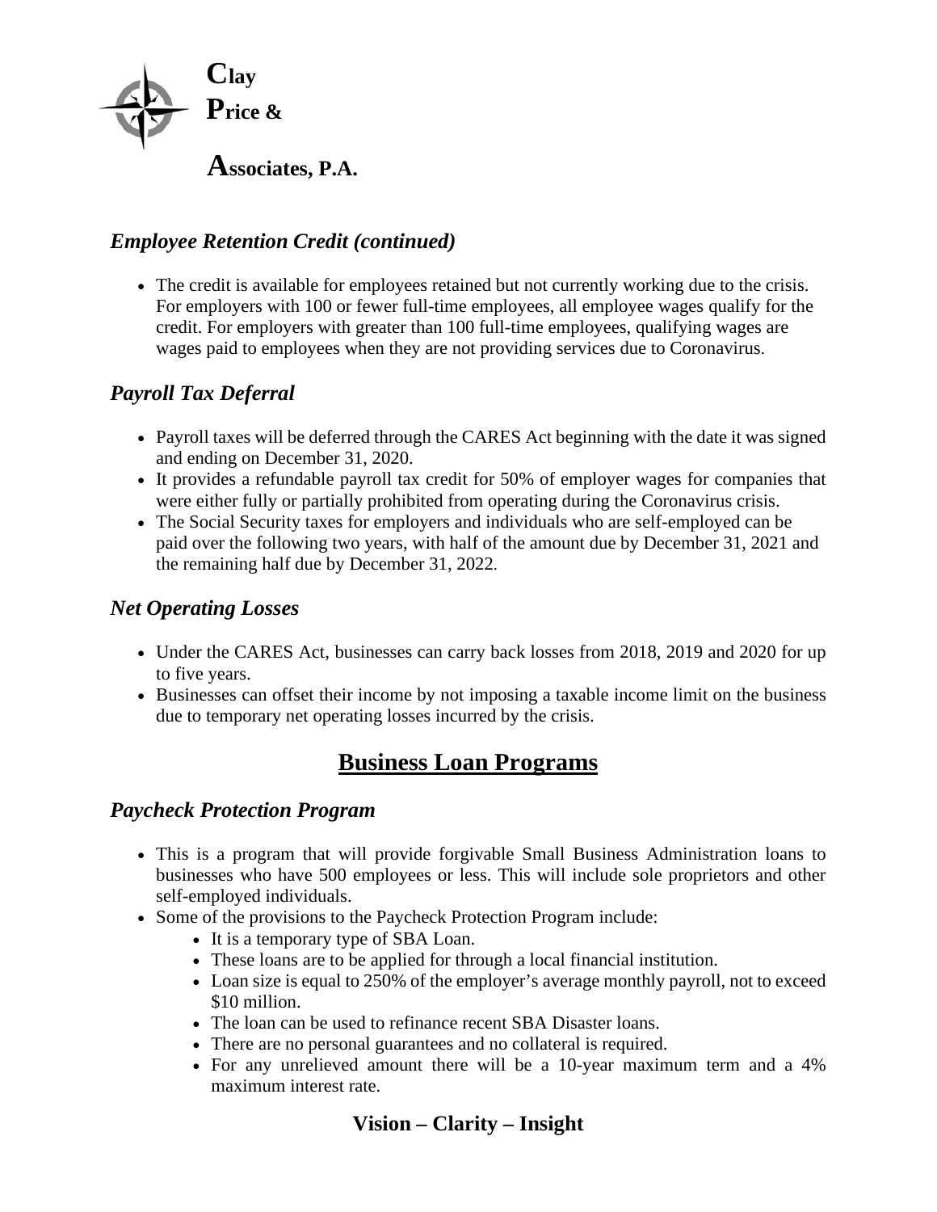### *Employee Retention Credit (continued)*

- The credit is available for employees retained but not currently working due to the crisis. For employers with 100 or fewer full-time employees, all employee wages qualify for the credit. For employers with greater than 100 full-time employees, qualifying wages are wages paid to employees when they are not providing services due to Coronavirus.

### *Payroll Tax Deferral*

- Payroll taxes will be deferred through the CARES Act beginning with the date it was signed and ending on December 31, 2020.
- It provides a refundable payroll tax credit for 50% of employer wages for companies that were either fully or partially prohibited from operating during the Coronavirus crisis.
- The Social Security taxes for employers and individuals who are self-employed can be paid over the following two years, with half of the amount due by December 31, 2021 and the remaining half due by December 31, 2022.

### *Net Operating Losses*

- Under the CARES Act, businesses can carry back losses from 2018, 2019 and 2020 for up to five years.
- Businesses can offset their income by not imposing a taxable income limit on the business due to temporary net operating losses incurred by the crisis.

## Business Loan Programs

### *Paycheck Protection Program*

- This is a program that will provide forgivable Small Business Administration loans to businesses who have 500 employees or less. This will include sole proprietors and other self-employed individuals.
- Some of the provisions to the Paycheck Protection Program include:
  - It is a temporary type of SBA Loan.
  - These loans are to be applied for through a local financial institution.
  - Loan size is equal to 250% of the employer's average monthly payroll, not to exceed $10 million.
  - The loan can be used to refinance recent SBA Disaster loans.
  - There are no personal guarantees and no collateral is required.
  - For any unrelieved amount there will be a 10-year maximum term and a 4% maximum interest rate.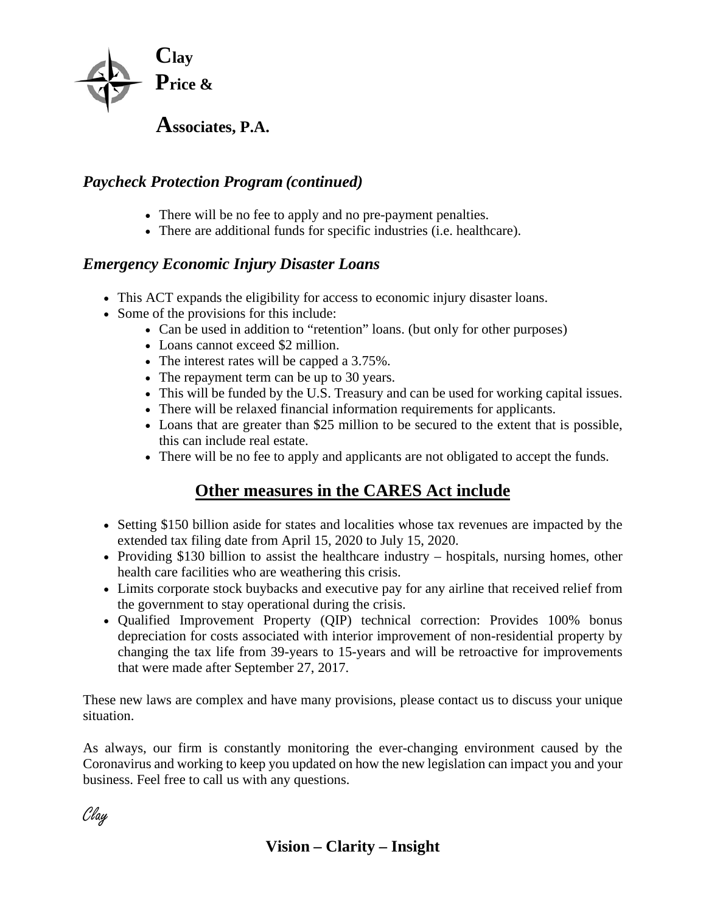**Clay Price & Associates, P.A.**

### *Paycheck Protection Program (continued)*

- There will be no fee to apply and no pre-payment penalties.
- There are additional funds for specific industries (i.e. healthcare).

### *Emergency Economic Injury Disaster Loans*

- This ACT expands the eligibility for access to economic injury disaster loans.
- Some of the provisions for this include:
  - Can be used in addition to "retention" loans. (but only for other purposes)
  - Loans cannot exceed $2 million.
  - The interest rates will be capped a 3.75%.
  - The repayment term can be up to 30 years.
  - This will be funded by the U.S. Treasury and can be used for working capital issues.
  - There will be relaxed financial information requirements for applicants.
  - Loans that are greater than $25 million to be secured to the extent that is possible, this can include real estate.
  - There will be no fee to apply and applicants are not obligated to accept the funds.

## Other measures in the CARES Act include

- Setting $150 billion aside for states and localities whose tax revenues are impacted by the extended tax filing date from April 15, 2020 to July 15, 2020.
- Providing $130 billion to assist the healthcare industry – hospitals, nursing homes, other health care facilities who are weathering this crisis.
- Limits corporate stock buybacks and executive pay for any airline that received relief from the government to stay operational during the crisis.
- Qualified Improvement Property (QIP) technical correction: Provides 100% bonus depreciation for costs associated with interior improvement of non-residential property by changing the tax life from 39-years to 15-years and will be retroactive for improvements that were made after September 27, 2017.

These new laws are complex and have many provisions, please contact us to discuss your unique situation.

As always, our firm is constantly monitoring the ever-changing environment caused by the Coronavirus and working to keep you updated on how the new legislation can impact you and your business. Feel free to call us with any questions.

*Clay*

**Vision – Clarity – Insight**